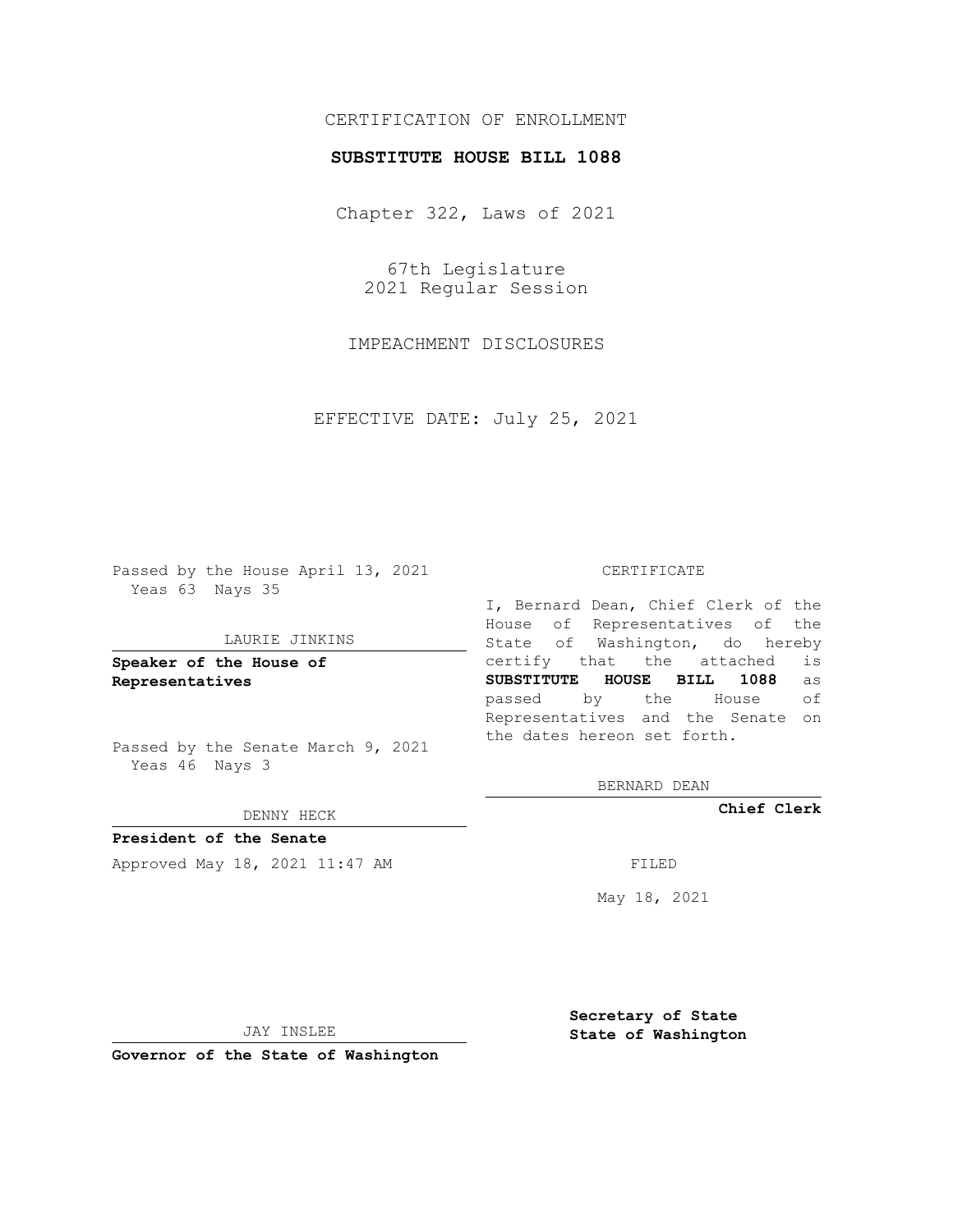CERTIFICATION OF ENROLLMENT

**SUBSTITUTE HOUSE BILL 1088**

Chapter 322, Laws of 2021

67th Legislature
2021 Regular Session

IMPEACHMENT DISCLOSURES

EFFECTIVE DATE: July 25, 2021

Passed by the House April 13, 2021
Yeas 63 Nays 35

LAURIE JINKINS

**Speaker of the House of Representatives**

Passed by the Senate March 9, 2021
Yeas 46 Nays 3

DENNY HECK

**President of the Senate**

Approved May 18, 2021 11:47 AM

JAY INSLEE

**Governor of the State of Washington**

CERTIFICATE

I, Bernard Dean, Chief Clerk of the House of Representatives of the State of Washington, do hereby certify that the attached is **SUBSTITUTE HOUSE BILL 1088** as passed by the House of Representatives and the Senate on the dates hereon set forth.

BERNARD DEAN

**Chief Clerk**

FILED

May 18, 2021

**Secretary of State State of Washington**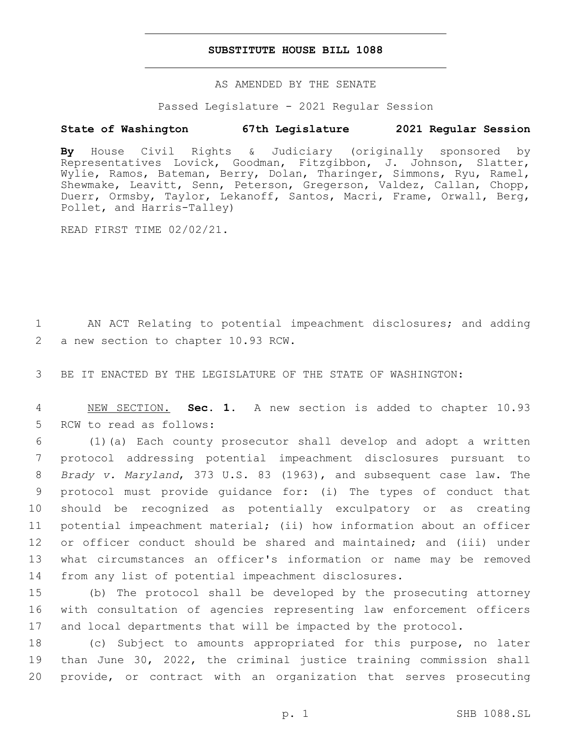# SUBSTITUTE HOUSE BILL 1088

AS AMENDED BY THE SENATE

Passed Legislature - 2021 Regular Session

**State of Washington 67th Legislature 2021 Regular Session**

**By** House Civil Rights & Judiciary (originally sponsored by Representatives Lovick, Goodman, Fitzgibbon, J. Johnson, Slatter, Wylie, Ramos, Bateman, Berry, Dolan, Tharinger, Simmons, Ryu, Ramel, Shewmake, Leavitt, Senn, Peterson, Gregerson, Valdez, Callan, Chopp, Duerr, Ormsby, Taylor, Lekanoff, Santos, Macri, Frame, Orwall, Berg, Pollet, and Harris-Talley)

READ FIRST TIME 02/02/21.

AN ACT Relating to potential impeachment disclosures; and adding a new section to chapter 10.93 RCW.

BE IT ENACTED BY THE LEGISLATURE OF THE STATE OF WASHINGTON:

NEW SECTION. **Sec. 1.** A new section is added to chapter 10.93 RCW to read as follows:

(1)(a) Each county prosecutor shall develop and adopt a written protocol addressing potential impeachment disclosures pursuant to *Brady v. Maryland*, 373 U.S. 83 (1963), and subsequent case law. The protocol must provide guidance for: (i) The types of conduct that should be recognized as potentially exculpatory or as creating potential impeachment material; (ii) how information about an officer or officer conduct should be shared and maintained; and (iii) under what circumstances an officer's information or name may be removed from any list of potential impeachment disclosures.

(b) The protocol shall be developed by the prosecuting attorney with consultation of agencies representing law enforcement officers and local departments that will be impacted by the protocol.

(c) Subject to amounts appropriated for this purpose, no later than June 30, 2022, the criminal justice training commission shall provide, or contract with an organization that serves prosecuting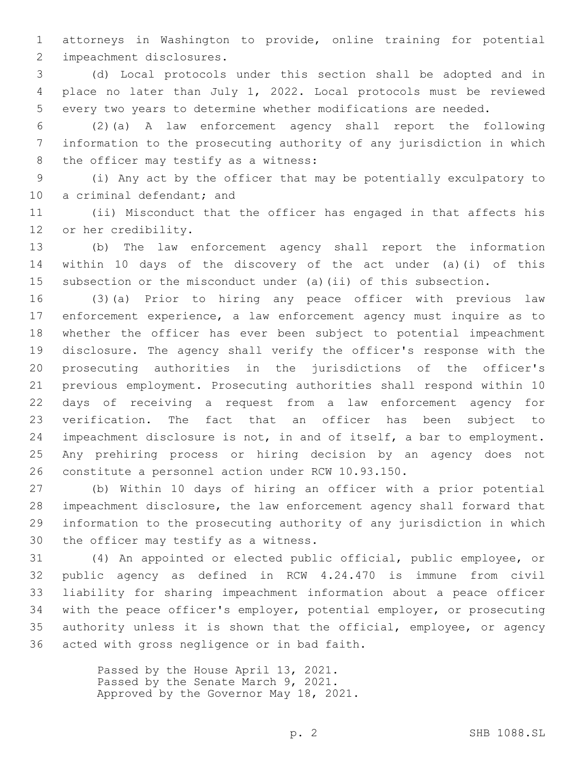attorneys in Washington to provide, online training for potential impeachment disclosures.

(d) Local protocols under this section shall be adopted and in place no later than July 1, 2022. Local protocols must be reviewed every two years to determine whether modifications are needed.

(2)(a) A law enforcement agency shall report the following information to the prosecuting authority of any jurisdiction in which the officer may testify as a witness:

(i) Any act by the officer that may be potentially exculpatory to a criminal defendant; and

(ii) Misconduct that the officer has engaged in that affects his or her credibility.

(b) The law enforcement agency shall report the information within 10 days of the discovery of the act under (a)(i) of this subsection or the misconduct under (a)(ii) of this subsection.

(3)(a) Prior to hiring any peace officer with previous law enforcement experience, a law enforcement agency must inquire as to whether the officer has ever been subject to potential impeachment disclosure. The agency shall verify the officer's response with the prosecuting authorities in the jurisdictions of the officer's previous employment. Prosecuting authorities shall respond within 10 days of receiving a request from a law enforcement agency for verification. The fact that an officer has been subject to impeachment disclosure is not, in and of itself, a bar to employment. Any prehiring process or hiring decision by an agency does not constitute a personnel action under RCW 10.93.150.

(b) Within 10 days of hiring an officer with a prior potential impeachment disclosure, the law enforcement agency shall forward that information to the prosecuting authority of any jurisdiction in which the officer may testify as a witness.

(4) An appointed or elected public official, public employee, or public agency as defined in RCW 4.24.470 is immune from civil liability for sharing impeachment information about a peace officer with the peace officer's employer, potential employer, or prosecuting authority unless it is shown that the official, employee, or agency acted with gross negligence or in bad faith.

Passed by the House April 13, 2021.
Passed by the Senate March 9, 2021.
Approved by the Governor May 18, 2021.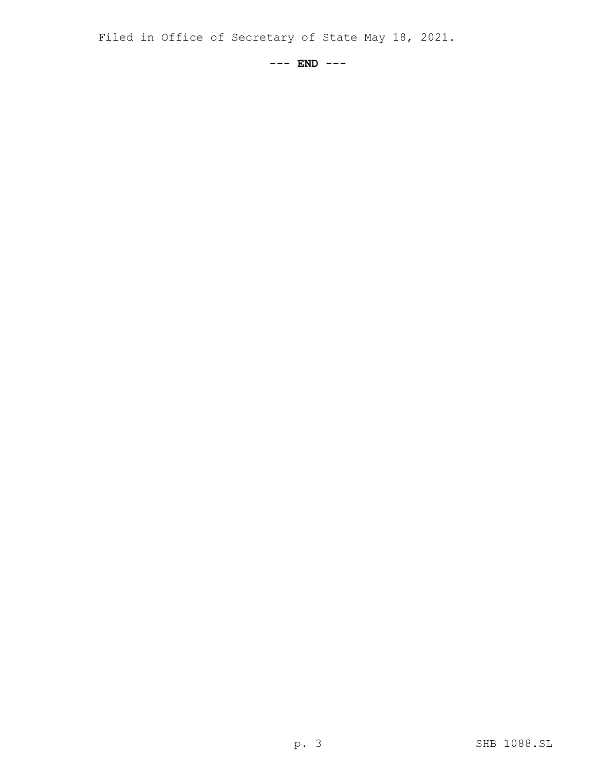Filed in Office of Secretary of State May 18, 2021.

**--- END ---**